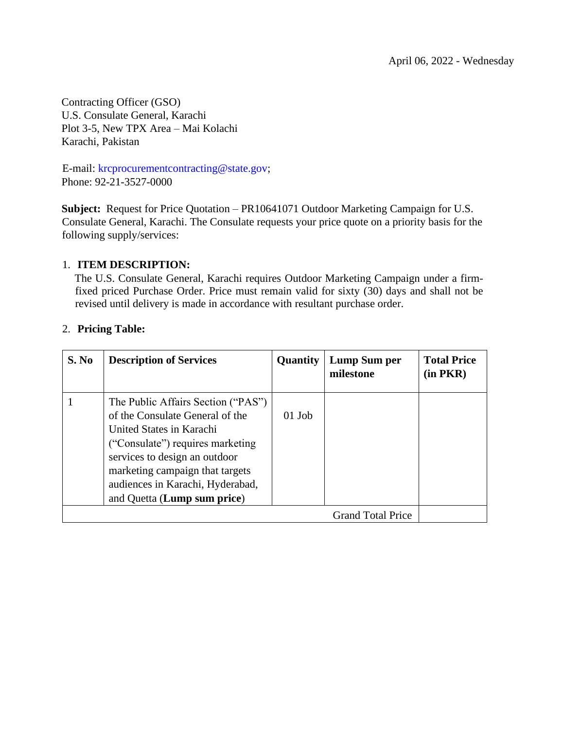April 06, 2022 - Wednesday

Contracting Officer (GSO)
U.S. Consulate General, Karachi
Plot 3-5, New TPX Area – Mai Kolachi
Karachi, Pakistan

E-mail: krcprocurementcontracting@state.gov;
Phone: 92-21-3527-0000

**Subject:** Request for Price Quotation – PR10641071 Outdoor Marketing Campaign for U.S. Consulate General, Karachi. The Consulate requests your price quote on a priority basis for the following supply/services:

1. **ITEM DESCRIPTION:**
   The U.S. Consulate General, Karachi requires Outdoor Marketing Campaign under a firm-fixed priced Purchase Order. Price must remain valid for sixty (30) days and shall not be revised until delivery is made in accordance with resultant purchase order.

2. **Pricing Table:**

| S. No | Description of Services | Quantity | Lump Sum per milestone | Total Price (in PKR) |
|---|---|---|---|---|
| 1 | The Public Affairs Section ("PAS") of the Consulate General of the United States in Karachi ("Consulate") requires marketing services to design an outdoor marketing campaign that targets audiences in Karachi, Hyderabad, and Quetta (**Lump sum price**) | 01 Job | | |
| | | | Grand Total Price | |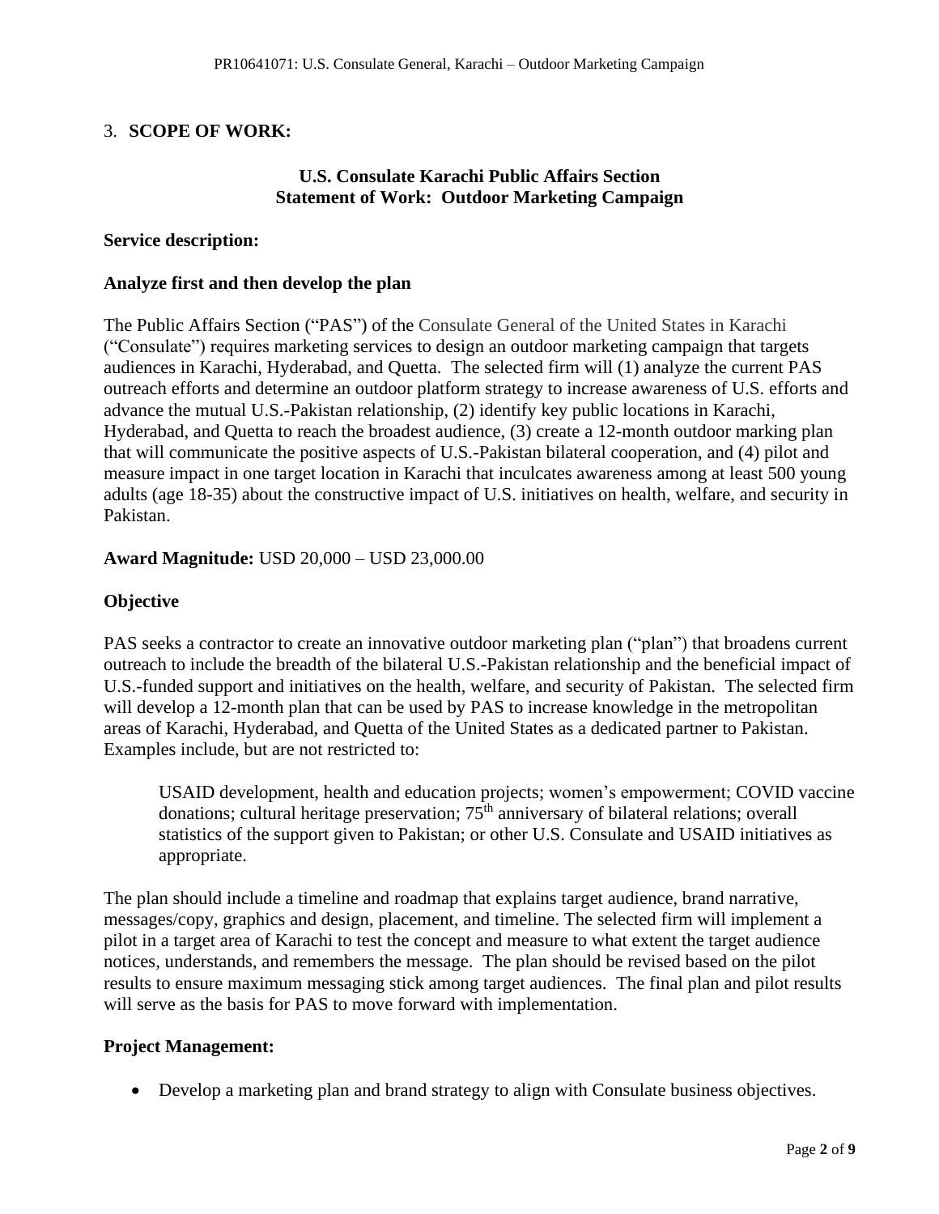3. **SCOPE OF WORK:**

**U.S. Consulate Karachi Public Affairs Section**
**Statement of Work: Outdoor Marketing Campaign**

**Service description:**

**Analyze first and then develop the plan**

The Public Affairs Section ("PAS") of the Consulate General of the United States in Karachi ("Consulate") requires marketing services to design an outdoor marketing campaign that targets audiences in Karachi, Hyderabad, and Quetta. The selected firm will (1) analyze the current PAS outreach efforts and determine an outdoor platform strategy to increase awareness of U.S. efforts and advance the mutual U.S.-Pakistan relationship, (2) identify key public locations in Karachi, Hyderabad, and Quetta to reach the broadest audience, (3) create a 12-month outdoor marking plan that will communicate the positive aspects of U.S.-Pakistan bilateral cooperation, and (4) pilot and measure impact in one target location in Karachi that inculcates awareness among at least 500 young adults (age 18-35) about the constructive impact of U.S. initiatives on health, welfare, and security in Pakistan.

**Award Magnitude:** USD 20,000 – USD 23,000.00

**Objective**

PAS seeks a contractor to create an innovative outdoor marketing plan ("plan") that broadens current outreach to include the breadth of the bilateral U.S.-Pakistan relationship and the beneficial impact of U.S.-funded support and initiatives on the health, welfare, and security of Pakistan. The selected firm will develop a 12-month plan that can be used by PAS to increase knowledge in the metropolitan areas of Karachi, Hyderabad, and Quetta of the United States as a dedicated partner to Pakistan. Examples include, but are not restricted to:

> USAID development, health and education projects; women's empowerment; COVID vaccine donations; cultural heritage preservation; 75th anniversary of bilateral relations; overall statistics of the support given to Pakistan; or other U.S. Consulate and USAID initiatives as appropriate.

The plan should include a timeline and roadmap that explains target audience, brand narrative, messages/copy, graphics and design, placement, and timeline. The selected firm will implement a pilot in a target area of Karachi to test the concept and measure to what extent the target audience notices, understands, and remembers the message. The plan should be revised based on the pilot results to ensure maximum messaging stick among target audiences. The final plan and pilot results will serve as the basis for PAS to move forward with implementation.

**Project Management:**

- Develop a marketing plan and brand strategy to align with Consulate business objectives.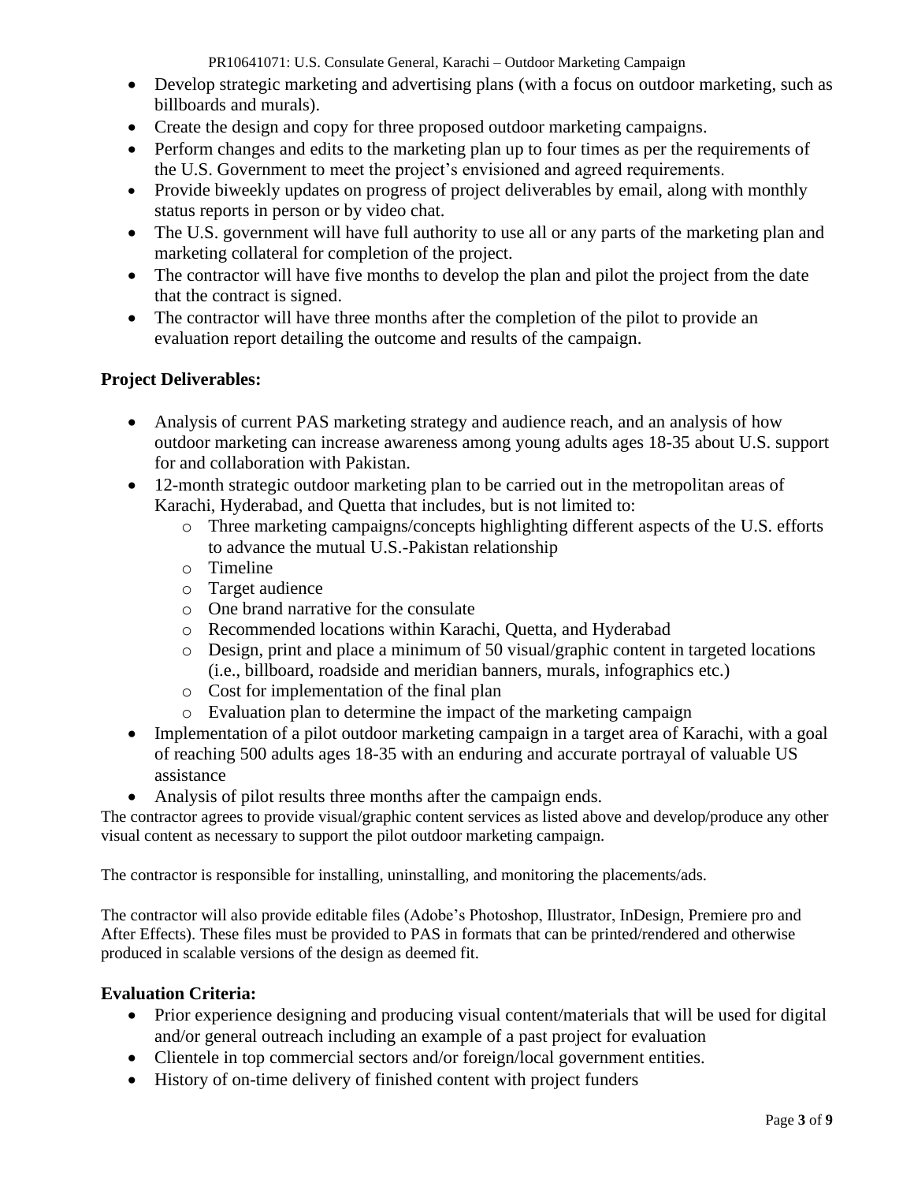- Develop strategic marketing and advertising plans (with a focus on outdoor marketing, such as billboards and murals).
- Create the design and copy for three proposed outdoor marketing campaigns.
- Perform changes and edits to the marketing plan up to four times as per the requirements of the U.S. Government to meet the project's envisioned and agreed requirements.
- Provide biweekly updates on progress of project deliverables by email, along with monthly status reports in person or by video chat.
- The U.S. government will have full authority to use all or any parts of the marketing plan and marketing collateral for completion of the project.
- The contractor will have five months to develop the plan and pilot the project from the date that the contract is signed.
- The contractor will have three months after the completion of the pilot to provide an evaluation report detailing the outcome and results of the campaign.

**Project Deliverables:**

- Analysis of current PAS marketing strategy and audience reach, and an analysis of how outdoor marketing can increase awareness among young adults ages 18-35 about U.S. support for and collaboration with Pakistan.
- 12-month strategic outdoor marketing plan to be carried out in the metropolitan areas of Karachi, Hyderabad, and Quetta that includes, but is not limited to:
    - Three marketing campaigns/concepts highlighting different aspects of the U.S. efforts to advance the mutual U.S.-Pakistan relationship
    - Timeline
    - Target audience
    - One brand narrative for the consulate
    - Recommended locations within Karachi, Quetta, and Hyderabad
    - Design, print and place a minimum of 50 visual/graphic content in targeted locations (i.e., billboard, roadside and meridian banners, murals, infographics etc.)
    - Cost for implementation of the final plan
    - Evaluation plan to determine the impact of the marketing campaign
- Implementation of a pilot outdoor marketing campaign in a target area of Karachi, with a goal of reaching 500 adults ages 18-35 with an enduring and accurate portrayal of valuable US assistance
- Analysis of pilot results three months after the campaign ends.

The contractor agrees to provide visual/graphic content services as listed above and develop/produce any other visual content as necessary to support the pilot outdoor marketing campaign.

The contractor is responsible for installing, uninstalling, and monitoring the placements/ads.

The contractor will also provide editable files (Adobe's Photoshop, Illustrator, InDesign, Premiere pro and After Effects). These files must be provided to PAS in formats that can be printed/rendered and otherwise produced in scalable versions of the design as deemed fit.

**Evaluation Criteria:**

- Prior experience designing and producing visual content/materials that will be used for digital and/or general outreach including an example of a past project for evaluation
- Clientele in top commercial sectors and/or foreign/local government entities.
- History of on-time delivery of finished content with project funders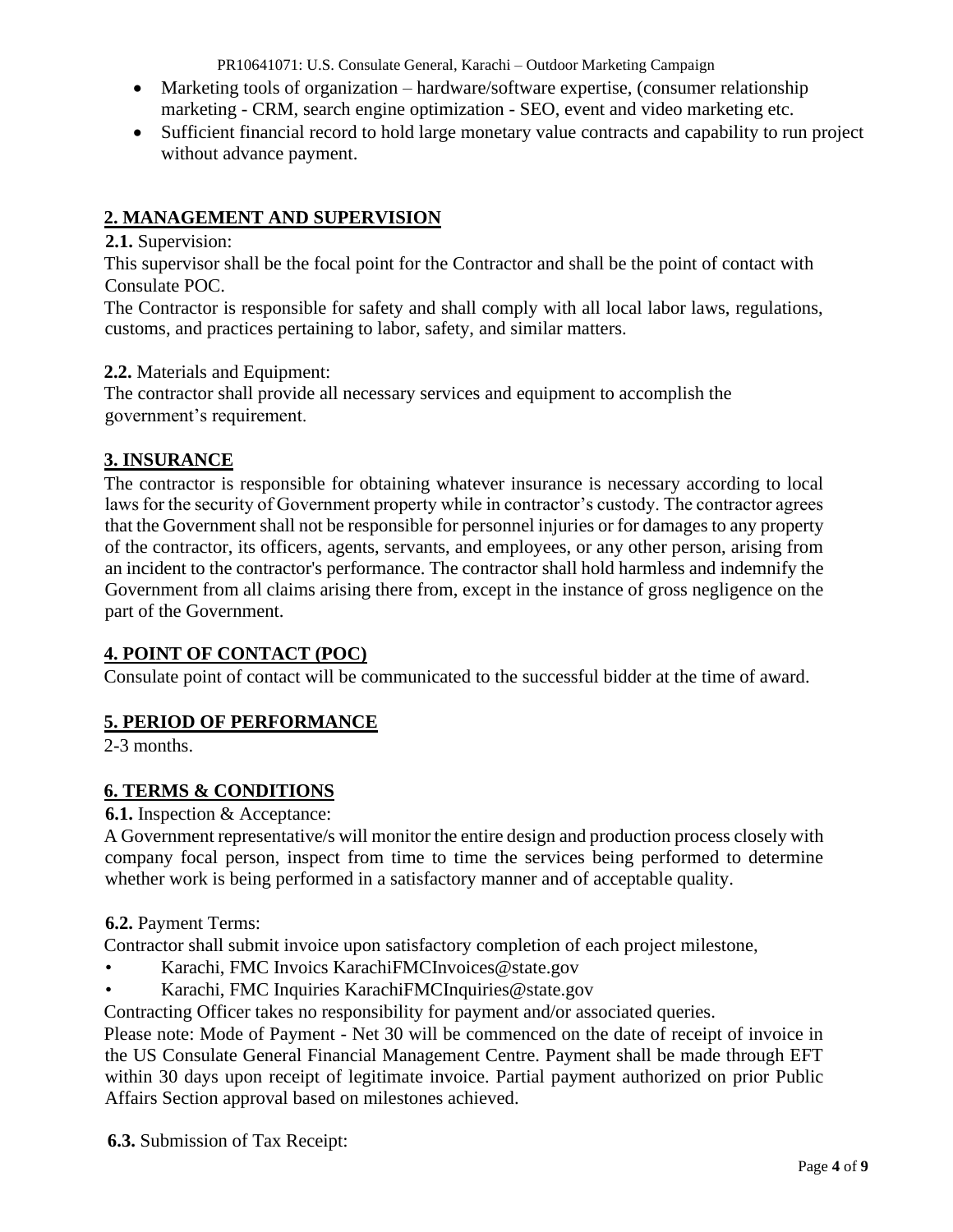- Marketing tools of organization – hardware/software expertise, (consumer relationship marketing - CRM, search engine optimization - SEO, event and video marketing etc.
- Sufficient financial record to hold large monetary value contracts and capability to run project without advance payment.

## 2. MANAGEMENT AND SUPERVISION

**2.1.** Supervision:

This supervisor shall be the focal point for the Contractor and shall be the point of contact with Consulate POC.

The Contractor is responsible for safety and shall comply with all local labor laws, regulations, customs, and practices pertaining to labor, safety, and similar matters.

**2.2.** Materials and Equipment:

The contractor shall provide all necessary services and equipment to accomplish the government's requirement.

## 3. INSURANCE

The contractor is responsible for obtaining whatever insurance is necessary according to local laws for the security of Government property while in contractor's custody. The contractor agrees that the Government shall not be responsible for personnel injuries or for damages to any property of the contractor, its officers, agents, servants, and employees, or any other person, arising from an incident to the contractor's performance. The contractor shall hold harmless and indemnify the Government from all claims arising there from, except in the instance of gross negligence on the part of the Government.

## 4. POINT OF CONTACT (POC)

Consulate point of contact will be communicated to the successful bidder at the time of award.

## 5. PERIOD OF PERFORMANCE

2-3 months.

## 6. TERMS & CONDITIONS

**6.1.** Inspection & Acceptance:

A Government representative/s will monitor the entire design and production process closely with company focal person, inspect from time to time the services being performed to determine whether work is being performed in a satisfactory manner and of acceptable quality.

**6.2.** Payment Terms:

Contractor shall submit invoice upon satisfactory completion of each project milestone,

- Karachi, FMC Invoics KarachiFMCInvoices@state.gov
- Karachi, FMC Inquiries KarachiFMCInquiries@state.gov

Contracting Officer takes no responsibility for payment and/or associated queries.

Please note: Mode of Payment - Net 30 will be commenced on the date of receipt of invoice in the US Consulate General Financial Management Centre. Payment shall be made through EFT within 30 days upon receipt of legitimate invoice. Partial payment authorized on prior Public Affairs Section approval based on milestones achieved.

**6.3.** Submission of Tax Receipt: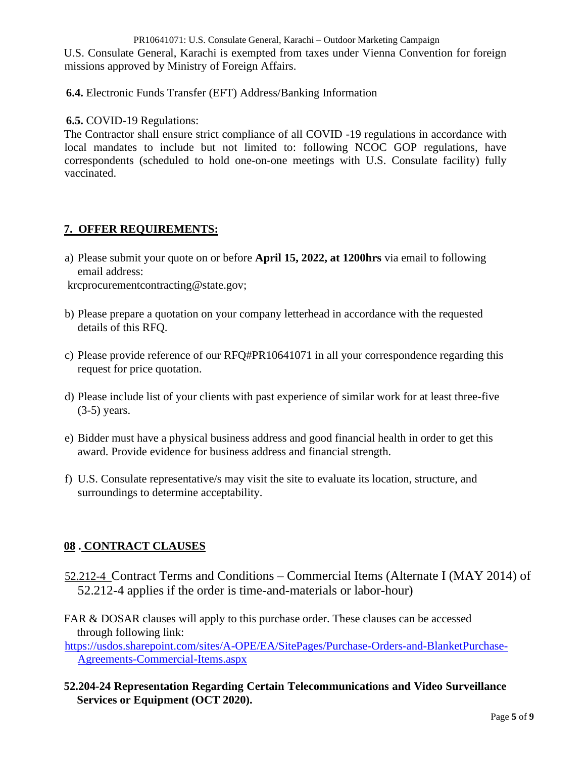U.S. Consulate General, Karachi is exempted from taxes under Vienna Convention for foreign missions approved by Ministry of Foreign Affairs.

**6.4.** Electronic Funds Transfer (EFT) Address/Banking Information

**6.5.** COVID-19 Regulations:

The Contractor shall ensure strict compliance of all COVID -19 regulations in accordance with local mandates to include but not limited to: following NCOC GOP regulations, have correspondents (scheduled to hold one-on-one meetings with U.S. Consulate facility) fully vaccinated.

## 7. OFFER REQUIREMENTS:

a) Please submit your quote on or before **April 15, 2022, at 1200hrs** via email to following email address:
krcprocurementcontracting@state.gov;

b) Please prepare a quotation on your company letterhead in accordance with the requested details of this RFQ.

c) Please provide reference of our RFQ#PR10641071 in all your correspondence regarding this request for price quotation.

d) Please include list of your clients with past experience of similar work for at least three-five (3-5) years.

e) Bidder must have a physical business address and good financial health in order to get this award. Provide evidence for business address and financial strength.

f) U.S. Consulate representative/s may visit the site to evaluate its location, structure, and surroundings to determine acceptability.

## 08 . CONTRACT CLAUSES

52.212-4 Contract Terms and Conditions – Commercial Items (Alternate I (MAY 2014) of 52.212-4 applies if the order is time-and-materials or labor-hour)

FAR & DOSAR clauses will apply to this purchase order. These clauses can be accessed through following link:
https://usdos.sharepoint.com/sites/A-OPE/EA/SitePages/Purchase-Orders-and-BlanketPurchase-Agreements-Commercial-Items.aspx

**52.204-24 Representation Regarding Certain Telecommunications and Video Surveillance Services or Equipment (OCT 2020).**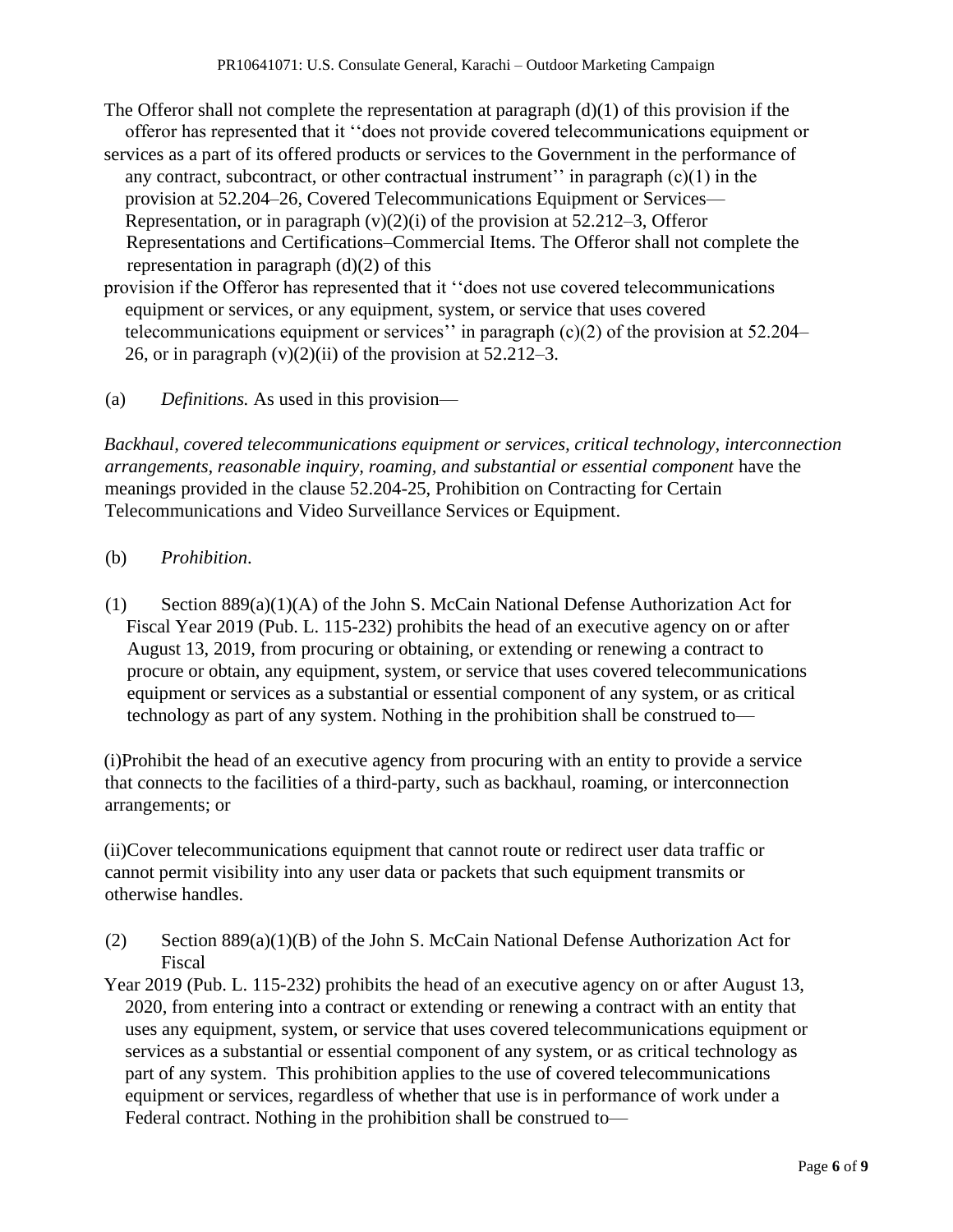The Offeror shall not complete the representation at paragraph (d)(1) of this provision if the offeror has represented that it ''does not provide covered telecommunications equipment or services as a part of its offered products or services to the Government in the performance of any contract, subcontract, or other contractual instrument'' in paragraph (c)(1) in the provision at 52.204–26, Covered Telecommunications Equipment or Services—Representation, or in paragraph (v)(2)(i) of the provision at 52.212–3, Offeror Representations and Certifications–Commercial Items. The Offeror shall not complete the representation in paragraph (d)(2) of this provision if the Offeror has represented that it ''does not use covered telecommunications equipment or services, or any equipment, system, or service that uses covered telecommunications equipment or services'' in paragraph (c)(2) of the provision at 52.204–26, or in paragraph (v)(2)(ii) of the provision at 52.212–3.

(a) *Definitions.* As used in this provision—

*Backhaul, covered telecommunications equipment or services, critical technology, interconnection arrangements, reasonable inquiry, roaming, and substantial or essential component* have the meanings provided in the clause 52.204-25, Prohibition on Contracting for Certain Telecommunications and Video Surveillance Services or Equipment.

(b) *Prohibition*.

(1) Section 889(a)(1)(A) of the John S. McCain National Defense Authorization Act for Fiscal Year 2019 (Pub. L. 115-232) prohibits the head of an executive agency on or after August 13, 2019, from procuring or obtaining, or extending or renewing a contract to procure or obtain, any equipment, system, or service that uses covered telecommunications equipment or services as a substantial or essential component of any system, or as critical technology as part of any system. Nothing in the prohibition shall be construed to—

(i)Prohibit the head of an executive agency from procuring with an entity to provide a service that connects to the facilities of a third-party, such as backhaul, roaming, or interconnection arrangements; or

(ii)Cover telecommunications equipment that cannot route or redirect user data traffic or cannot permit visibility into any user data or packets that such equipment transmits or otherwise handles.

(2) Section 889(a)(1)(B) of the John S. McCain National Defense Authorization Act for Fiscal Year 2019 (Pub. L. 115-232) prohibits the head of an executive agency on or after August 13, 2020, from entering into a contract or extending or renewing a contract with an entity that uses any equipment, system, or service that uses covered telecommunications equipment or services as a substantial or essential component of any system, or as critical technology as part of any system. This prohibition applies to the use of covered telecommunications equipment or services, regardless of whether that use is in performance of work under a Federal contract. Nothing in the prohibition shall be construed to—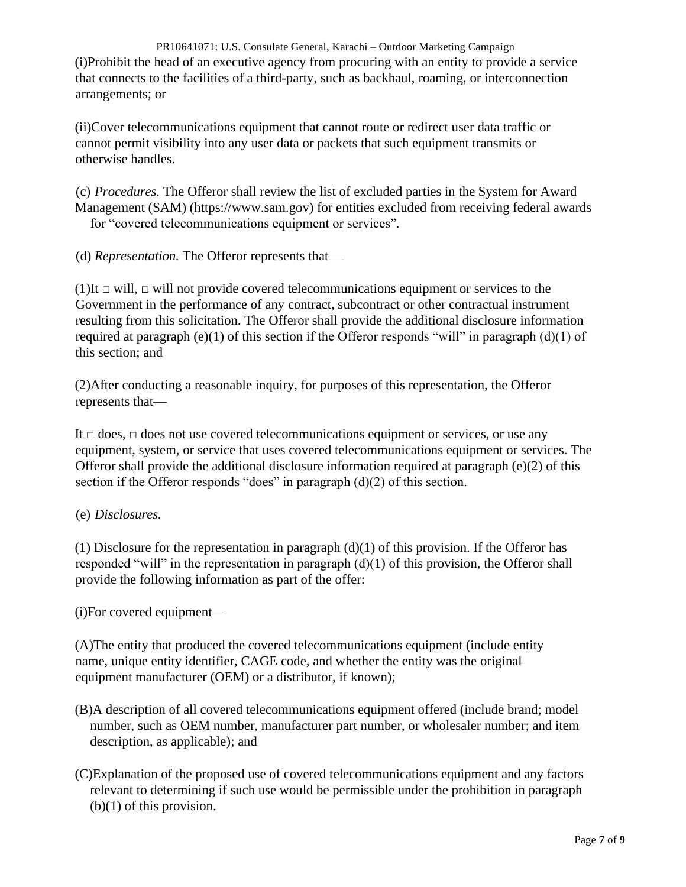(i)Prohibit the head of an executive agency from procuring with an entity to provide a service that connects to the facilities of a third-party, such as backhaul, roaming, or interconnection arrangements; or

(ii)Cover telecommunications equipment that cannot route or redirect user data traffic or cannot permit visibility into any user data or packets that such equipment transmits or otherwise handles.

(c) *Procedures.* The Offeror shall review the list of excluded parties in the System for Award Management (SAM) (https://www.sam.gov) for entities excluded from receiving federal awards for "covered telecommunications equipment or services".

(d) *Representation.* The Offeror represents that—

(1)It □ will, □ will not provide covered telecommunications equipment or services to the Government in the performance of any contract, subcontract or other contractual instrument resulting from this solicitation. The Offeror shall provide the additional disclosure information required at paragraph (e)(1) of this section if the Offeror responds "will" in paragraph (d)(1) of this section; and

(2)After conducting a reasonable inquiry, for purposes of this representation, the Offeror represents that—

It □ does, □ does not use covered telecommunications equipment or services, or use any equipment, system, or service that uses covered telecommunications equipment or services. The Offeror shall provide the additional disclosure information required at paragraph (e)(2) of this section if the Offeror responds "does" in paragraph (d)(2) of this section.

(e) *Disclosures.*

(1) Disclosure for the representation in paragraph (d)(1) of this provision. If the Offeror has responded "will" in the representation in paragraph (d)(1) of this provision, the Offeror shall provide the following information as part of the offer:

(i)For covered equipment—

(A)The entity that produced the covered telecommunications equipment (include entity name, unique entity identifier, CAGE code, and whether the entity was the original equipment manufacturer (OEM) or a distributor, if known);

(B)A description of all covered telecommunications equipment offered (include brand; model number, such as OEM number, manufacturer part number, or wholesaler number; and item description, as applicable); and

(C)Explanation of the proposed use of covered telecommunications equipment and any factors relevant to determining if such use would be permissible under the prohibition in paragraph (b)(1) of this provision.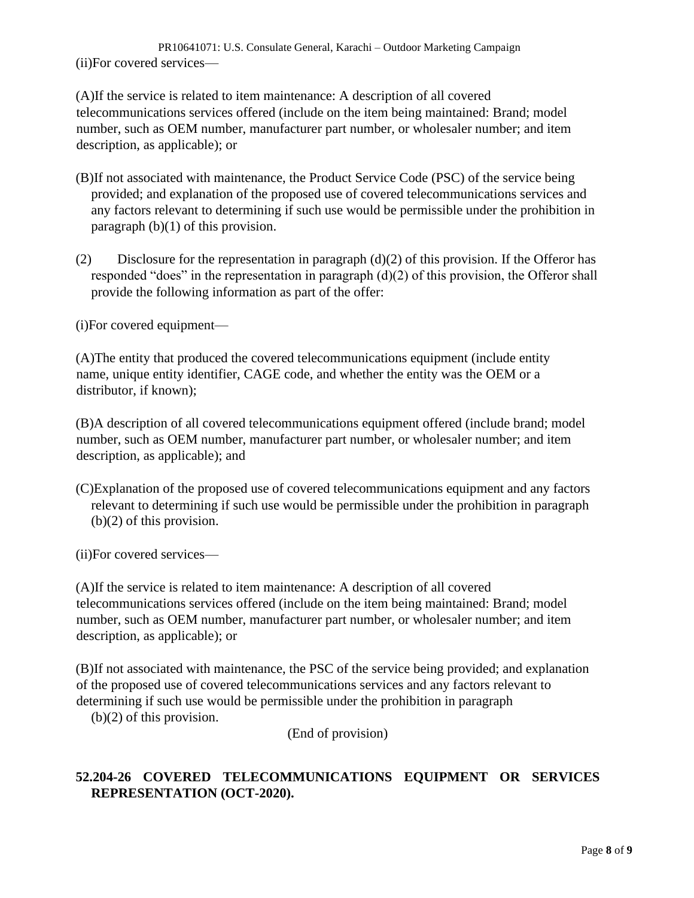(ii)For covered services—

(A)If the service is related to item maintenance: A description of all covered telecommunications services offered (include on the item being maintained: Brand; model number, such as OEM number, manufacturer part number, or wholesaler number; and item description, as applicable); or

(B)If not associated with maintenance, the Product Service Code (PSC) of the service being provided; and explanation of the proposed use of covered telecommunications services and any factors relevant to determining if such use would be permissible under the prohibition in paragraph (b)(1) of this provision.

(2) Disclosure for the representation in paragraph (d)(2) of this provision. If the Offeror has responded "does" in the representation in paragraph (d)(2) of this provision, the Offeror shall provide the following information as part of the offer:

(i)For covered equipment—

(A)The entity that produced the covered telecommunications equipment (include entity name, unique entity identifier, CAGE code, and whether the entity was the OEM or a distributor, if known);

(B)A description of all covered telecommunications equipment offered (include brand; model number, such as OEM number, manufacturer part number, or wholesaler number; and item description, as applicable); and

(C)Explanation of the proposed use of covered telecommunications equipment and any factors relevant to determining if such use would be permissible under the prohibition in paragraph (b)(2) of this provision.

(ii)For covered services—

(A)If the service is related to item maintenance: A description of all covered telecommunications services offered (include on the item being maintained: Brand; model number, such as OEM number, manufacturer part number, or wholesaler number; and item description, as applicable); or

(B)If not associated with maintenance, the PSC of the service being provided; and explanation of the proposed use of covered telecommunications services and any factors relevant to determining if such use would be permissible under the prohibition in paragraph (b)(2) of this provision.

(End of provision)

**52.204-26 COVERED TELECOMMUNICATIONS EQUIPMENT OR SERVICES REPRESENTATION (OCT-2020).**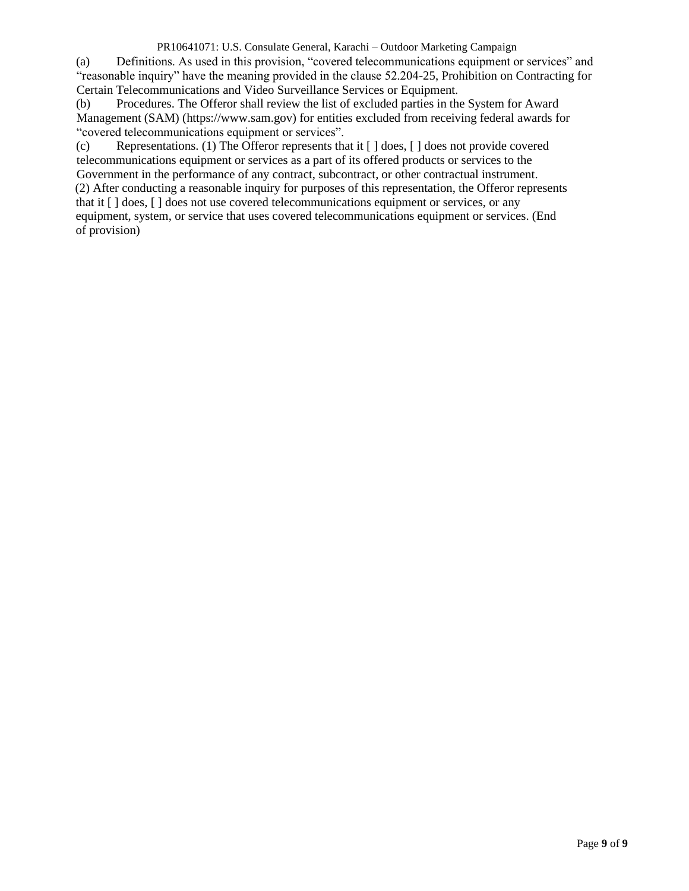(a) Definitions. As used in this provision, "covered telecommunications equipment or services" and "reasonable inquiry" have the meaning provided in the clause 52.204-25, Prohibition on Contracting for Certain Telecommunications and Video Surveillance Services or Equipment.

(b) Procedures. The Offeror shall review the list of excluded parties in the System for Award Management (SAM) (https://www.sam.gov) for entities excluded from receiving federal awards for "covered telecommunications equipment or services".

(c) Representations. (1) The Offeror represents that it [ ] does, [ ] does not provide covered telecommunications equipment or services as a part of its offered products or services to the Government in the performance of any contract, subcontract, or other contractual instrument.

(2) After conducting a reasonable inquiry for purposes of this representation, the Offeror represents that it [ ] does, [ ] does not use covered telecommunications equipment or services, or any equipment, system, or service that uses covered telecommunications equipment or services. (End of provision)